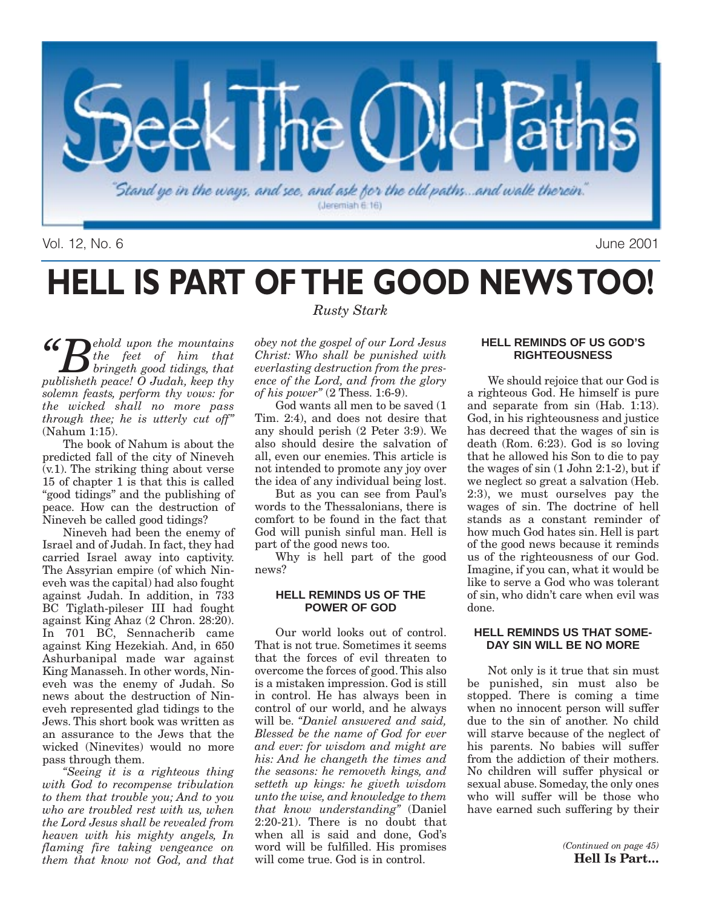# Seek The Old Paths

"Stand ye in the ways, and see, and ask for the old paths...and walk therein." (Jeremiah 6:16)

Vol. 12, No. 6 June 2001

# HELL IS PART OF THE GOOD NEWS TOO!

*Rusty Stark*

*"Behold upon the mountains the feet of him that bringeth good tidings, that publisheth peace! O Judah, keep thy solemn feasts, perform thy vows: for the wicked shall no more pass through thee; he is utterly cut off"* (Nahum 1:15).

The book of Nahum is about the predicted fall of the city of Nineveh (v.1). The striking thing about verse 15 of chapter 1 is that this is called "good tidings" and the publishing of peace. How can the destruction of Nineveh be called good tidings?

Nineveh had been the enemy of Israel and of Judah. In fact, they had carried Israel away into captivity. The Assyrian empire (of which Nineveh was the capital) had also fought against Judah. In addition, in 733 BC Tiglath-pileser III had fought against King Ahaz (2 Chron. 28:20). In 701 BC, Sennacherib came against King Hezekiah. And, in 650 Ashurbanipal made war against King Manasseh. In other words, Nineveh was the enemy of Judah. So news about the destruction of Nineveh represented glad tidings to the Jews. This short book was written as an assurance to the Jews that the wicked (Ninevites) would no more pass through them.

*"Seeing it is a righteous thing with God to recompense tribulation to them that trouble you; And to you who are troubled rest with us, when the Lord Jesus shall be revealed from heaven with his mighty angels, In flaming fire taking vengeance on them that know not God, and that obey not the gospel of our Lord Jesus Christ: Who shall be punished with everlasting destruction from the presence of the Lord, and from the glory of his power"* (2 Thess. 1:6-9).

God wants all men to be saved (1 Tim. 2:4), and does not desire that any should perish (2 Peter 3:9). We also should desire the salvation of all, even our enemies. This article is not intended to promote any joy over the idea of any individual being lost.

But as you can see from Paul's words to the Thessalonians, there is comfort to be found in the fact that God will punish sinful man. Hell is part of the good news too.

Why is hell part of the good news?

### HELL REMINDS US OF THE POWER OF GOD

Our world looks out of control. That is not true. Sometimes it seems that the forces of evil threaten to overcome the forces of good. This also is a mistaken impression. God is still in control. He has always been in control of our world, and he always will be. *"Daniel answered and said, Blessed be the name of God for ever and ever: for wisdom and might are his: And he changeth the times and the seasons: he removeth kings, and setteth up kings: he giveth wisdom unto the wise, and knowledge to them that know understanding"* (Daniel 2:20-21). There is no doubt that when all is said and done, God's word will be fulfilled. His promises will come true. God is in control.

### HELL REMINDS OF US GOD'S RIGHTEOUSNESS

We should rejoice that our God is a righteous God. He himself is pure and separate from sin (Hab. 1:13). God, in his righteousness and justice has decreed that the wages of sin is death (Rom. 6:23). God is so loving that he allowed his Son to die to pay the wages of sin (1 John 2:1-2), but if we neglect so great a salvation (Heb. 2:3), we must ourselves pay the wages of sin. The doctrine of hell stands as a constant reminder of how much God hates sin. Hell is part of the good news because it reminds us of the righteousness of our God. Imagine, if you can, what it would be like to serve a God who was tolerant of sin, who didn't care when evil was done.

### HELL REMINDS US THAT SOMEDAY SIN WILL BE NO MORE

Not only is it true that sin must be punished, sin must also be stopped. There is coming a time when no innocent person will suffer due to the sin of another. No child will starve because of the neglect of his parents. No babies will suffer from the addiction of their mothers. No children will suffer physical or sexual abuse. Someday, the only ones who will suffer will be those who have earned such suffering by their

*(Continued on page 45)*
**Hell Is Part...**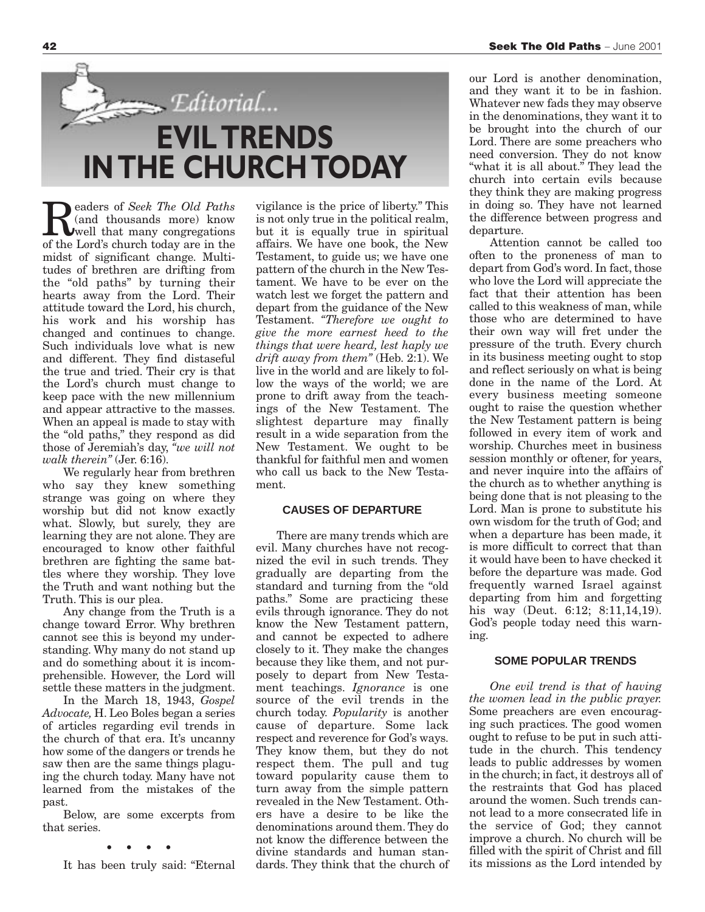*Editorial...*

# EVIL TRENDS IN THE CHURCH TODAY

Readers of *Seek The Old Paths* (and thousands more) know well that many congregations of the Lord's church today are in the midst of significant change. Multitudes of brethren are drifting from the "old paths" by turning their hearts away from the Lord. Their attitude toward the Lord, his church, his work and his worship has changed and continues to change. Such individuals love what is new and different. They find distaseful the true and tried. Their cry is that the Lord's church must change to keep pace with the new millennium and appear attractive to the masses. When an appeal is made to stay with the "old paths," they respond as did those of Jeremiah's day, *"we will not walk therein"* (Jer. 6:16).

We regularly hear from brethren who say they knew something strange was going on where they worship but did not know exactly what. Slowly, but surely, they are learning they are not alone. They are encouraged to know other faithful brethren are fighting the same battles where they worship. They love the Truth and want nothing but the Truth. This is our plea.

Any change from the Truth is a change toward Error. Why brethren cannot see this is beyond my understanding. Why many do not stand up and do something about it is incomprehensible. However, the Lord will settle these matters in the judgment.

In the March 18, 1943, *Gospel Advocate,* H. Leo Boles began a series of articles regarding evil trends in the church of that era. It's uncanny how some of the dangers or trends he saw then are the same things plaguing the church today. Many have not learned from the mistakes of the past.

Below, are some excerpts from that series.

• • • •

It has been truly said: "Eternal vigilance is the price of liberty." This is not only true in the political realm, but it is equally true in spiritual affairs. We have one book, the New Testament, to guide us; we have one pattern of the church in the New Testament. We have to be ever on the watch lest we forget the pattern and depart from the guidance of the New Testament. *"Therefore we ought to give the more earnest heed to the things that were heard, lest haply we drift away from them"* (Heb. 2:1). We live in the world and are likely to follow the ways of the world; we are prone to drift away from the teachings of the New Testament. The slightest departure may finally result in a wide separation from the New Testament. We ought to be thankful for faithful men and women who call us back to the New Testament.

### CAUSES OF DEPARTURE

There are many trends which are evil. Many churches have not recognized the evil in such trends. They gradually are departing from the standard and turning from the "old paths." Some are practicing these evils through ignorance. They do not know the New Testament pattern, and cannot be expected to adhere closely to it. They make the changes because they like them, and not purposely to depart from New Testament teachings. *Ignorance* is one source of the evil trends in the church today. *Popularity* is another cause of departure. Some lack respect and reverence for God's ways. They know them, but they do not respect them. The pull and tug toward popularity cause them to turn away from the simple pattern revealed in the New Testament. Others have a desire to be like the denominations around them. They do not know the difference between the divine standards and human standards. They think that the church of our Lord is another denomination, and they want it to be in fashion. Whatever new fads they may observe in the denominations, they want it to be brought into the church of our Lord. There are some preachers who need conversion. They do not know "what it is all about." They lead the church into certain evils because they think they are making progress in doing so. They have not learned the difference between progress and departure.

Attention cannot be called too often to the proneness of man to depart from God's word. In fact, those who love the Lord will appreciate the fact that their attention has been called to this weakness of man, while those who are determined to have their own way will fret under the pressure of the truth. Every church in its business meeting ought to stop and reflect seriously on what is being done in the name of the Lord. At every business meeting someone ought to raise the question whether the New Testament pattern is being followed in every item of work and worship. Churches meet in business session monthly or oftener, for years, and never inquire into the affairs of the church as to whether anything is being done that is not pleasing to the Lord. Man is prone to substitute his own wisdom for the truth of God; and when a departure has been made, it is more difficult to correct that than it would have been to have checked it before the departure was made. God frequently warned Israel against departing from him and forgetting his way (Deut. 6:12; 8:11,14,19). God's people today need this warning.

### SOME POPULAR TRENDS

*One evil trend is that of having the women lead in the public prayer.* Some preachers are even encouraging such practices. The good women ought to refuse to be put in such attitude in the church. This tendency leads to public addresses by women in the church; in fact, it destroys all of the restraints that God has placed around the women. Such trends cannot lead to a more consecrated life in the service of God; they cannot improve a church. No church will be filled with the spirit of Christ and fill its missions as the Lord intended by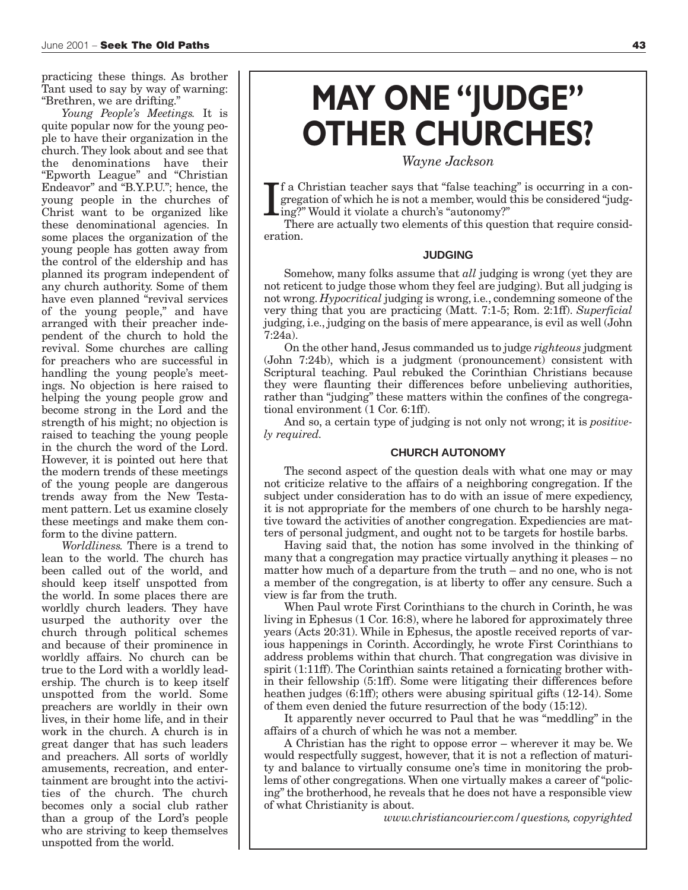practicing these things. As brother Tant used to say by way of warning: "Brethren, we are drifting."

*Young People's Meetings.* It is quite popular now for the young people to have their organization in the church. They look about and see that the denominations have their "Epworth League" and "Christian Endeavor" and "B.Y.P.U."; hence, the young people in the churches of Christ want to be organized like these denominational agencies. In some places the organization of the young people has gotten away from the control of the eldership and has planned its program independent of any church authority. Some of them have even planned "revival services of the young people," and have arranged with their preacher independent of the church to hold the revival. Some churches are calling for preachers who are successful in handling the young people's meetings. No objection is here raised to helping the young people grow and become strong in the Lord and the strength of his might; no objection is raised to teaching the young people in the church the word of the Lord. However, it is pointed out here that the modern trends of these meetings of the young people are dangerous trends away from the New Testament pattern. Let us examine closely these meetings and make them conform to the divine pattern.

*Worldliness.* There is a trend to lean to the world. The church has been called out of the world, and should keep itself unspotted from the world. In some places there are worldly church leaders. They have usurped the authority over the church through political schemes and because of their prominence in worldly affairs. No church can be true to the Lord with a worldly leadership. The church is to keep itself unspotted from the world. Some preachers are worldly in their own lives, in their home life, and in their work in the church. A church is in great danger that has such leaders and preachers. All sorts of worldly amusements, recreation, and entertainment are brought into the activities of the church. The church becomes only a social club rather than a group of the Lord's people who are striving to keep themselves unspotted from the world.

# MAY ONE "JUDGE" OTHER CHURCHES?

*Wayne Jackson*

If a Christian teacher says that "false teaching" is occurring in a congregation of which he is not a member, would this be considered "judging?" Would it violate a church's "autonomy?"

There are actually two elements of this question that require consideration.

## JUDGING

Somehow, many folks assume that *all* judging is wrong (yet they are not reticent to judge those whom they feel are judging). But all judging is not wrong. *Hypocritical* judging is wrong, i.e., condemning someone of the very thing that you are practicing (Matt. 7:1-5; Rom. 2:1ff). *Superficial* judging, i.e., judging on the basis of mere appearance, is evil as well (John 7:24a).

On the other hand, Jesus commanded us to judge *righteous* judgment (John 7:24b), which is a judgment (pronouncement) consistent with Scriptural teaching. Paul rebuked the Corinthian Christians because they were flaunting their differences before unbelieving authorities, rather than "judging" these matters within the confines of the congregational environment (1 Cor. 6:1ff).

And so, a certain type of judging is not only not wrong; it is *positively required.*

## CHURCH AUTONOMY

The second aspect of the question deals with what one may or may not criticize relative to the affairs of a neighboring congregation. If the subject under consideration has to do with an issue of mere expediency, it is not appropriate for the members of one church to be harshly negative toward the activities of another congregation. Expediencies are matters of personal judgment, and ought not to be targets for hostile barbs.

Having said that, the notion has some involved in the thinking of many that a congregation may practice virtually anything it pleases – no matter how much of a departure from the truth – and no one, who is not a member of the congregation, is at liberty to offer any censure. Such a view is far from the truth.

When Paul wrote First Corinthians to the church in Corinth, he was living in Ephesus (1 Cor. 16:8), where he labored for approximately three years (Acts 20:31). While in Ephesus, the apostle received reports of various happenings in Corinth. Accordingly, he wrote First Corinthians to address problems within that church. That congregation was divisive in spirit (1:11ff). The Corinthian saints retained a fornicating brother within their fellowship (5:1ff). Some were litigating their differences before heathen judges (6:1ff); others were abusing spiritual gifts (12-14). Some of them even denied the future resurrection of the body (15:12).

It apparently never occurred to Paul that he was "meddling" in the affairs of a church of which he was not a member.

A Christian has the right to oppose error – wherever it may be. We would respectfully suggest, however, that it is not a reflection of maturity and balance to virtually consume one's time in monitoring the problems of other congregations. When one virtually makes a career of "policing" the brotherhood, he reveals that he does not have a responsible view of what Christianity is about.

*www.christiancourier.com/questions, copyrighted*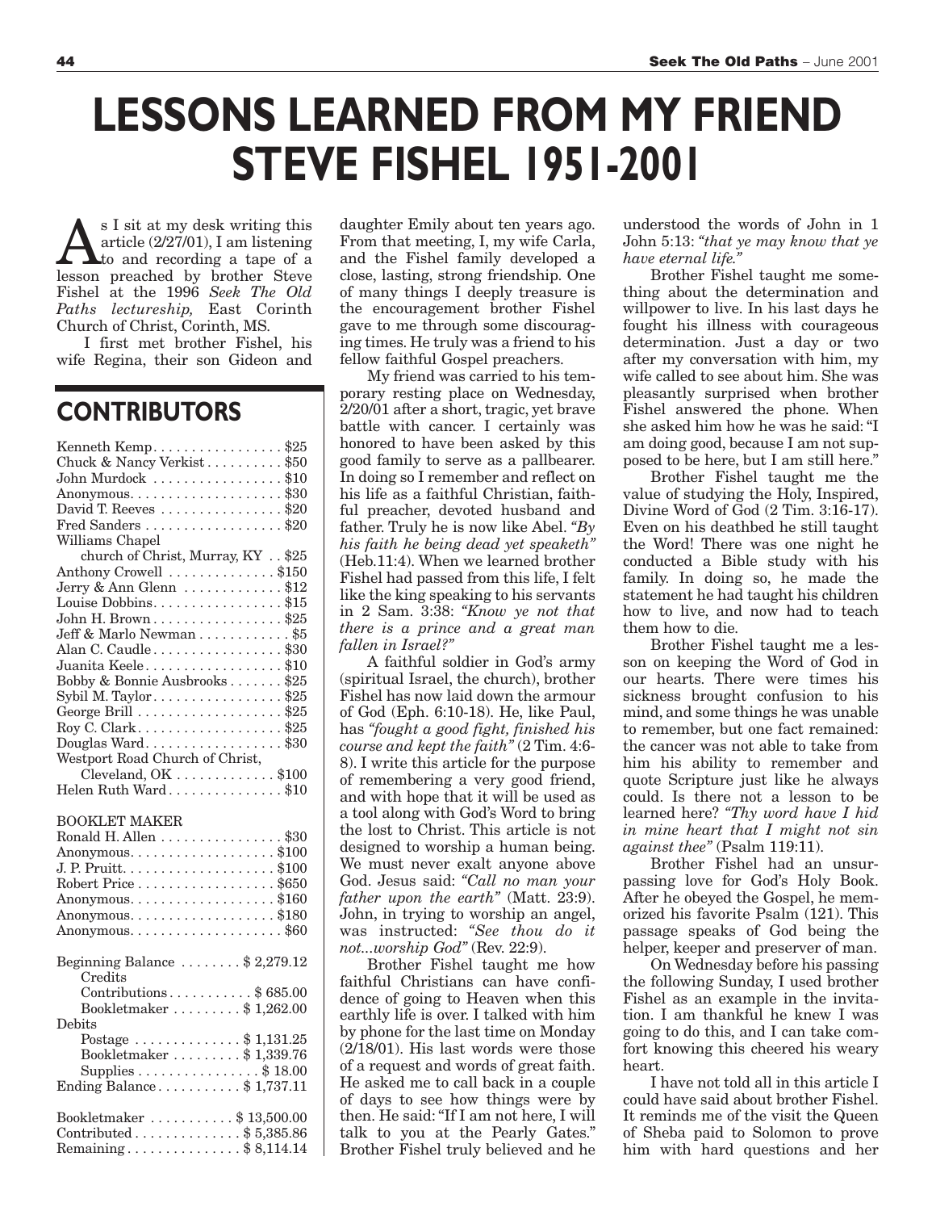# LESSONS LEARNED FROM MY FRIEND STEVE FISHEL 1951-2001

As I sit at my desk writing this article (2/27/01), I am listening to and recording a tape of a lesson preached by brother Steve Fishel at the 1996 *Seek The Old Paths lectureship,* East Corinth Church of Christ, Corinth, MS.

I first met brother Fishel, his wife Regina, their son Gideon and daughter Emily about ten years ago. From that meeting, I, my wife Carla, and the Fishel family developed a close, lasting, strong friendship. One of many things I deeply treasure is the encouragement brother Fishel gave to me through some discouraging times. He truly was a friend to his fellow faithful Gospel preachers.

My friend was carried to his temporary resting place on Wednesday, 2/20/01 after a short, tragic, yet brave battle with cancer. I certainly was honored to have been asked by this good family to serve as a pallbearer. In doing so I remember and reflect on his life as a faithful Christian, faithful preacher, devoted husband and father. Truly he is now like Abel. *"By his faith he being dead yet speaketh"* (Heb.11:4). When we learned brother Fishel had passed from this life, I felt like the king speaking to his servants in 2 Sam. 3:38: *"Know ye not that there is a prince and a great man fallen in Israel?"*

A faithful soldier in God's army (spiritual Israel, the church), brother Fishel has now laid down the armour of God (Eph. 6:10-18). He, like Paul, has *"fought a good fight, finished his course and kept the faith"* (2 Tim. 4:6-8). I write this article for the purpose of remembering a very good friend, and with hope that it will be used as a tool along with God's Word to bring the lost to Christ. This article is not designed to worship a human being. We must never exalt anyone above God. Jesus said: *"Call no man your father upon the earth"* (Matt. 23:9). John, in trying to worship an angel, was instructed: *"See thou do it not...worship God"* (Rev. 22:9).

Brother Fishel taught me how faithful Christians can have confidence of going to Heaven when this earthly life is over. I talked with him by phone for the last time on Monday (2/18/01). His last words were those of a request and words of great faith. He asked me to call back in a couple of days to see how things were by then. He said: "If I am not here, I will talk to you at the Pearly Gates." Brother Fishel truly believed and he understood the words of John in 1 John 5:13: *"that ye may know that ye have eternal life."*

Brother Fishel taught me something about the determination and willpower to live. In his last days he fought his illness with courageous determination. Just a day or two after my conversation with him, my wife called to see about him. She was pleasantly surprised when brother Fishel answered the phone. When she asked him how he was he said: "I am doing good, because I am not supposed to be here, but I am still here."

Brother Fishel taught me the value of studying the Holy, Inspired, Divine Word of God (2 Tim. 3:16-17). Even on his deathbed he still taught the Word! There was one night he conducted a Bible study with his family. In doing so, he made the statement he had taught his children how to live, and now had to teach them how to die.

Brother Fishel taught me a lesson on keeping the Word of God in our hearts. There were times his sickness brought confusion to his mind, and some things he was unable to remember, but one fact remained: the cancer was not able to take from him his ability to remember and quote Scripture just like he always could. Is there not a lesson to be learned here? *"Thy word have I hid in mine heart that I might not sin against thee"* (Psalm 119:11).

Brother Fishel had an unsurpassing love for God's Holy Book. After he obeyed the Gospel, he memorized his favorite Psalm (121). This passage speaks of God being the helper, keeper and preserver of man.

On Wednesday before his passing the following Sunday, I used brother Fishel as an example in the invitation. I am thankful he knew I was going to do this, and I can take comfort knowing this cheered his weary heart.

I have not told all in this article I could have said about brother Fishel. It reminds me of the visit the Queen of Sheba paid to Solomon to prove him with hard questions and her

## CONTRIBUTORS

| | |
|---|---|
| Kenneth Kemp | $25 |
| Chuck & Nancy Verkist | $50 |
| John Murdock | $10 |
| Anonymous | $30 |
| David T. Reeves | $20 |
| Fred Sanders | $20 |
| Williams Chapel church of Christ, Murray, KY | $25 |
| Anthony Crowell | $150 |
| Jerry & Ann Glenn | $12 |
| Louise Dobbins | $15 |
| John H. Brown | $25 |
| Jeff & Marlo Newman | $5 |
| Alan C. Caudle | $30 |
| Juanita Keele | $10 |
| Bobby & Bonnie Ausbrooks | $25 |
| Sybil M. Taylor | $25 |
| George Brill | $25 |
| Roy C. Clark | $25 |
| Douglas Ward | $30 |
| Westport Road Church of Christ, Cleveland, OK | $100 |
| Helen Ruth Ward | $10 |

BOOKLET MAKER

| | |
|---|---|
| Ronald H. Allen | $30 |
| Anonymous | $100 |
| J. P. Pruitt | $100 |
| Robert Price | $650 |
| Anonymous | $160 |
| Anonymous | $180 |
| Anonymous | $60 |

| | |
|---|---|
| Beginning Balance | $ 2,279.12 |
| Credits | |
| Contributions | $ 685.00 |
| Bookletmaker | $ 1,262.00 |
| Debits | |
| Postage | $ 1,131.25 |
| Bookletmaker | $ 1,339.76 |
| Supplies | $ 18.00 |
| Ending Balance | $ 1,737.11 |

| | |
|---|---|
| Bookletmaker | $ 13,500.00 |
| Contributed | $ 5,385.86 |
| Remaining | $ 8,114.14 |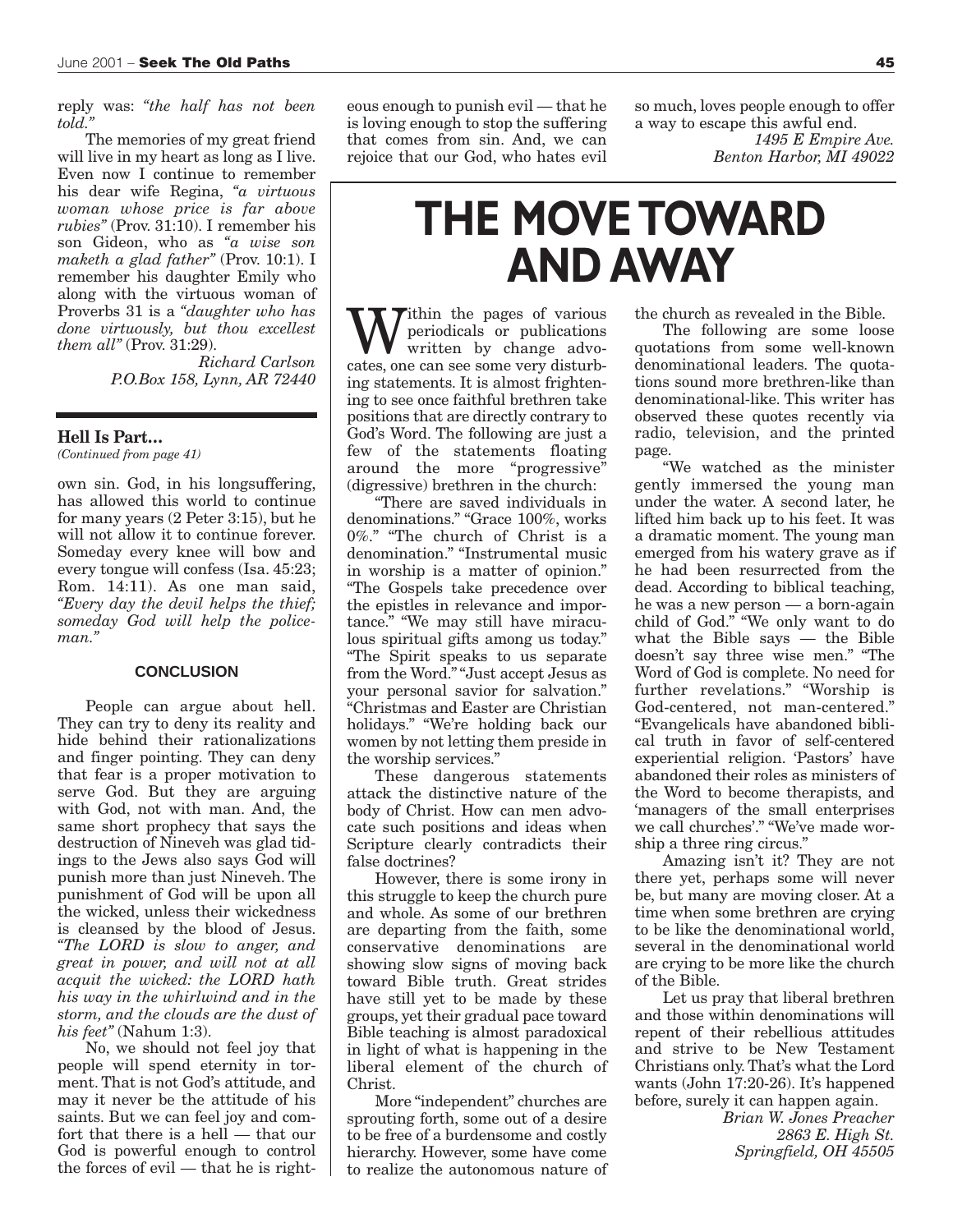reply was: *"the half has not been told."*

The memories of my great friend will live in my heart as long as I live. Even now I continue to remember his dear wife Regina, *"a virtuous woman whose price is far above rubies"* (Prov. 31:10). I remember his son Gideon, who as *"a wise son maketh a glad father"* (Prov. 10:1). I remember his daughter Emily who along with the virtuous woman of Proverbs 31 is a *"daughter who has done virtuously, but thou excellest them all"* (Prov. 31:29).

*Richard Carlson*
*P.O.Box 158, Lynn, AR 72440*

---

### Hell Is Part...

*(Continued from page 41)*

own sin. God, in his longsuffering, has allowed this world to continue for many years (2 Peter 3:15), but he will not allow it to continue forever. Someday every knee will bow and every tongue will confess (Isa. 45:23; Rom. 14:11). As one man said, *"Every day the devil helps the thief; someday God will help the policeman."*

#### CONCLUSION

People can argue about hell. They can try to deny its reality and hide behind their rationalizations and finger pointing. They can deny that fear is a proper motivation to serve God. But they are arguing with God, not with man. And, the same short prophecy that says the destruction of Nineveh was glad tidings to the Jews also says God will punish more than just Nineveh. The punishment of God will be upon all the wicked, unless their wickedness is cleansed by the blood of Jesus. *"The LORD is slow to anger, and great in power, and will not at all acquit the wicked: the LORD hath his way in the whirlwind and in the storm, and the clouds are the dust of his feet"* (Nahum 1:3).

No, we should not feel joy that people will spend eternity in torment. That is not God's attitude, and may it never be the attitude of his saints. But we can feel joy and comfort that there is a hell — that our God is powerful enough to control the forces of evil — that he is righteous enough to punish evil — that he is loving enough to stop the suffering that comes from sin. And, we can rejoice that our God, who hates evil so much, loves people enough to offer a way to escape this awful end.

*1495 E Empire Ave.*
*Benton Harbor, MI 49022*

---

# THE MOVE TOWARD AND AWAY

Within the pages of various periodicals or publications written by change advocates, one can see some very disturbing statements. It is almost frightening to see once faithful brethren take positions that are directly contrary to God's Word. The following are just a few of the statements floating around the more "progressive" (digressive) brethren in the church:

"There are saved individuals in denominations." "Grace 100%, works 0%." "The church of Christ is a denomination." "Instrumental music in worship is a matter of opinion." "The Gospels take precedence over the epistles in relevance and importance." "We may still have miraculous spiritual gifts among us today." "The Spirit speaks to us separate from the Word." "Just accept Jesus as your personal savior for salvation." "Christmas and Easter are Christian holidays." "We're holding back our women by not letting them preside in the worship services."

These dangerous statements attack the distinctive nature of the body of Christ. How can men advocate such positions and ideas when Scripture clearly contradicts their false doctrines?

However, there is some irony in this struggle to keep the church pure and whole. As some of our brethren are departing from the faith, some conservative denominations are showing slow signs of moving back toward Bible truth. Great strides have still yet to be made by these groups, yet their gradual pace toward Bible teaching is almost paradoxical in light of what is happening in the liberal element of the church of Christ.

More "independent" churches are sprouting forth, some out of a desire to be free of a burdensome and costly hierarchy. However, some have come to realize the autonomous nature of the church as revealed in the Bible.

The following are some loose quotations from some well-known denominational leaders. The quotations sound more brethren-like than denominational-like. This writer has observed these quotes recently via radio, television, and the printed page.

"We watched as the minister gently immersed the young man under the water. A second later, he lifted him back up to his feet. It was a dramatic moment. The young man emerged from his watery grave as if he had been resurrected from the dead. According to biblical teaching, he was a new person — a born-again child of God." "We only want to do what the Bible says — the Bible doesn't say three wise men." "The Word of God is complete. No need for further revelations." "Worship is God-centered, not man-centered." "Evangelicals have abandoned biblical truth in favor of self-centered experiential religion. 'Pastors' have abandoned their roles as ministers of the Word to become therapists, and 'managers of the small enterprises we call churches'." "We've made worship a three ring circus."

Amazing isn't it? They are not there yet, perhaps some will never be, but many are moving closer. At a time when some brethren are crying to be like the denominational world, several in the denominational world are crying to be more like the church of the Bible.

Let us pray that liberal brethren and those within denominations will repent of their rebellious attitudes and strive to be New Testament Christians only. That's what the Lord wants (John 17:20-26). It's happened before, surely it can happen again.

*Brian W. Jones Preacher*
*2863 E. High St.*
*Springfield, OH 45505*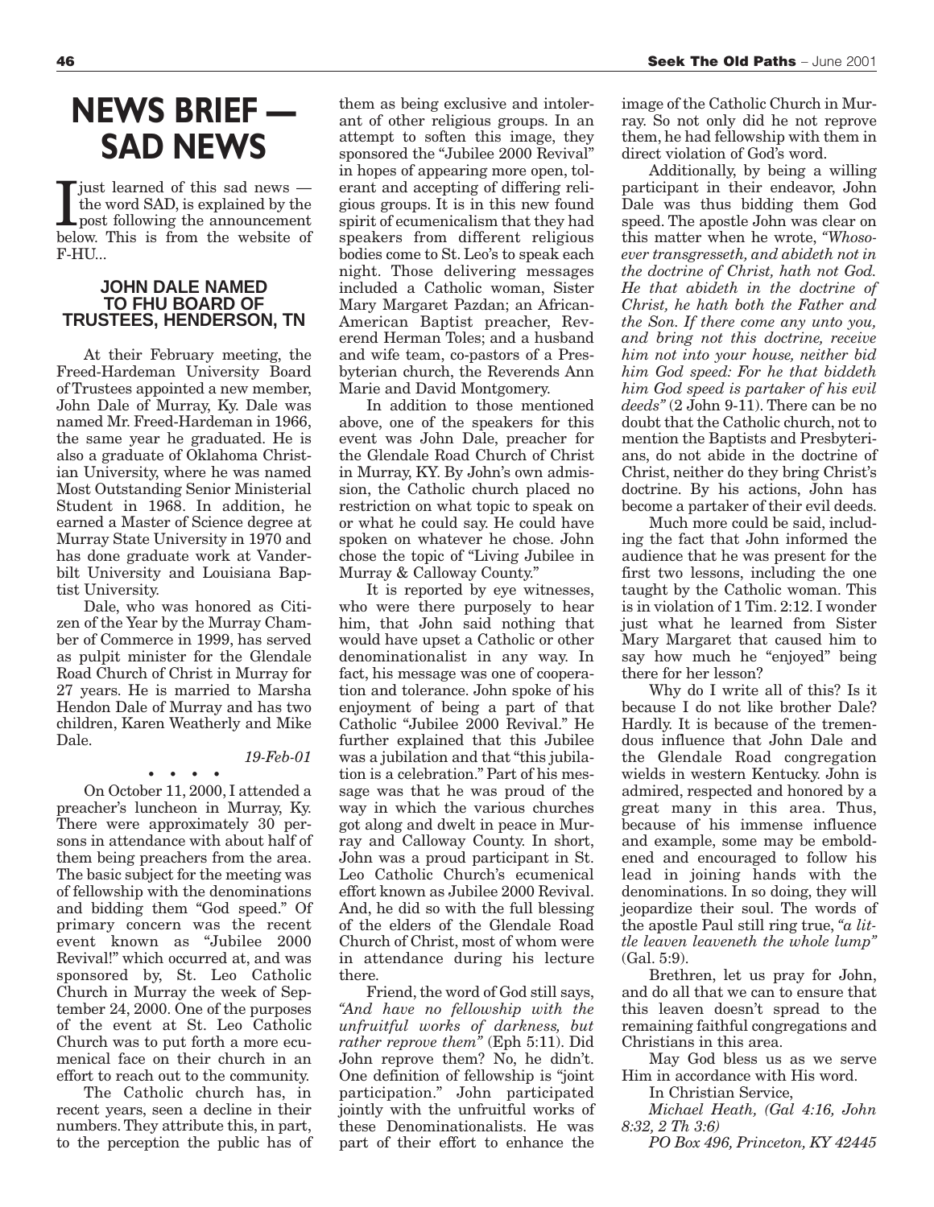# NEWS BRIEF — SAD NEWS

I just learned of this sad news — the word SAD, is explained by the post following the announcement below. This is from the website of F-HU...

### JOHN DALE NAMED TO FHU BOARD OF TRUSTEES, HENDERSON, TN

At their February meeting, the Freed-Hardeman University Board of Trustees appointed a new member, John Dale of Murray, Ky. Dale was named Mr. Freed-Hardeman in 1966, the same year he graduated. He is also a graduate of Oklahoma Christian University, where he was named Most Outstanding Senior Ministerial Student in 1968. In addition, he earned a Master of Science degree at Murray State University in 1970 and has done graduate work at Vanderbilt University and Louisiana Baptist University.

Dale, who was honored as Citizen of the Year by the Murray Chamber of Commerce in 1999, has served as pulpit minister for the Glendale Road Church of Christ in Murray for 27 years. He is married to Marsha Hendon Dale of Murray and has two children, Karen Weatherly and Mike Dale.

*19-Feb-01*

• • • •

On October 11, 2000, I attended a preacher's luncheon in Murray, Ky. There were approximately 30 persons in attendance with about half of them being preachers from the area. The basic subject for the meeting was of fellowship with the denominations and bidding them "God speed." Of primary concern was the recent event known as "Jubilee 2000 Revival!" which occurred at, and was sponsored by, St. Leo Catholic Church in Murray the week of September 24, 2000. One of the purposes of the event at St. Leo Catholic Church was to put forth a more ecumenical face on their church in an effort to reach out to the community.

The Catholic church has, in recent years, seen a decline in their numbers. They attribute this, in part, to the perception the public has of them as being exclusive and intolerant of other religious groups. In an attempt to soften this image, they sponsored the "Jubilee 2000 Revival" in hopes of appearing more open, tolerant and accepting of differing religious groups. It is in this new found spirit of ecumenicalism that they had speakers from different religious bodies come to St. Leo's to speak each night. Those delivering messages included a Catholic woman, Sister Mary Margaret Pazdan; an African-American Baptist preacher, Reverend Herman Toles; and a husband and wife team, co-pastors of a Presbyterian church, the Reverends Ann Marie and David Montgomery.

In addition to those mentioned above, one of the speakers for this event was John Dale, preacher for the Glendale Road Church of Christ in Murray, KY. By John's own admission, the Catholic church placed no restriction on what topic to speak on or what he could say. He could have spoken on whatever he chose. John chose the topic of "Living Jubilee in Murray & Calloway County."

It is reported by eye witnesses, who were there purposely to hear him, that John said nothing that would have upset a Catholic or other denominationalist in any way. In fact, his message was one of cooperation and tolerance. John spoke of his enjoyment of being a part of that Catholic "Jubilee 2000 Revival." He further explained that this Jubilee was a jubilation and that "this jubilation is a celebration." Part of his message was that he was proud of the way in which the various churches got along and dwelt in peace in Murray and Calloway County. In short, John was a proud participant in St. Leo Catholic Church's ecumenical effort known as Jubilee 2000 Revival. And, he did so with the full blessing of the elders of the Glendale Road Church of Christ, most of whom were in attendance during his lecture there.

Friend, the word of God still says, *"And have no fellowship with the unfruitful works of darkness, but rather reprove them"* (Eph 5:11). Did John reprove them? No, he didn't. One definition of fellowship is "joint participation." John participated jointly with the unfruitful works of these Denominationalists. He was part of their effort to enhance the image of the Catholic Church in Murray. So not only did he not reprove them, he had fellowship with them in direct violation of God's word.

Additionally, by being a willing participant in their endeavor, John Dale was thus bidding them God speed. The apostle John was clear on this matter when he wrote, *"Whosoever transgresseth, and abideth not in the doctrine of Christ, hath not God. He that abideth in the doctrine of Christ, he hath both the Father and the Son. If there come any unto you, and bring not this doctrine, receive him not into your house, neither bid him God speed: For he that biddeth him God speed is partaker of his evil deeds"* (2 John 9-11). There can be no doubt that the Catholic church, not to mention the Baptists and Presbyterians, do not abide in the doctrine of Christ, neither do they bring Christ's doctrine. By his actions, John has become a partaker of their evil deeds.

Much more could be said, including the fact that John informed the audience that he was present for the first two lessons, including the one taught by the Catholic woman. This is in violation of 1 Tim. 2:12. I wonder just what he learned from Sister Mary Margaret that caused him to say how much he "enjoyed" being there for her lesson?

Why do I write all of this? Is it because I do not like brother Dale? Hardly. It is because of the tremendous influence that John Dale and the Glendale Road congregation wields in western Kentucky. John is admired, respected and honored by a great many in this area. Thus, because of his immense influence and example, some may be emboldened and encouraged to follow his lead in joining hands with the denominations. In so doing, they will jeopardize their soul. The words of the apostle Paul still ring true, *"a little leaven leaveneth the whole lump"* (Gal. 5:9).

Brethren, let us pray for John, and do all that we can to ensure that this leaven doesn't spread to the remaining faithful congregations and Christians in this area.

May God bless us as we serve Him in accordance with His word.

In Christian Service,

*Michael Heath, (Gal 4:16, John 8:32, 2 Th 3:6)*

*PO Box 496, Princeton, KY 42445*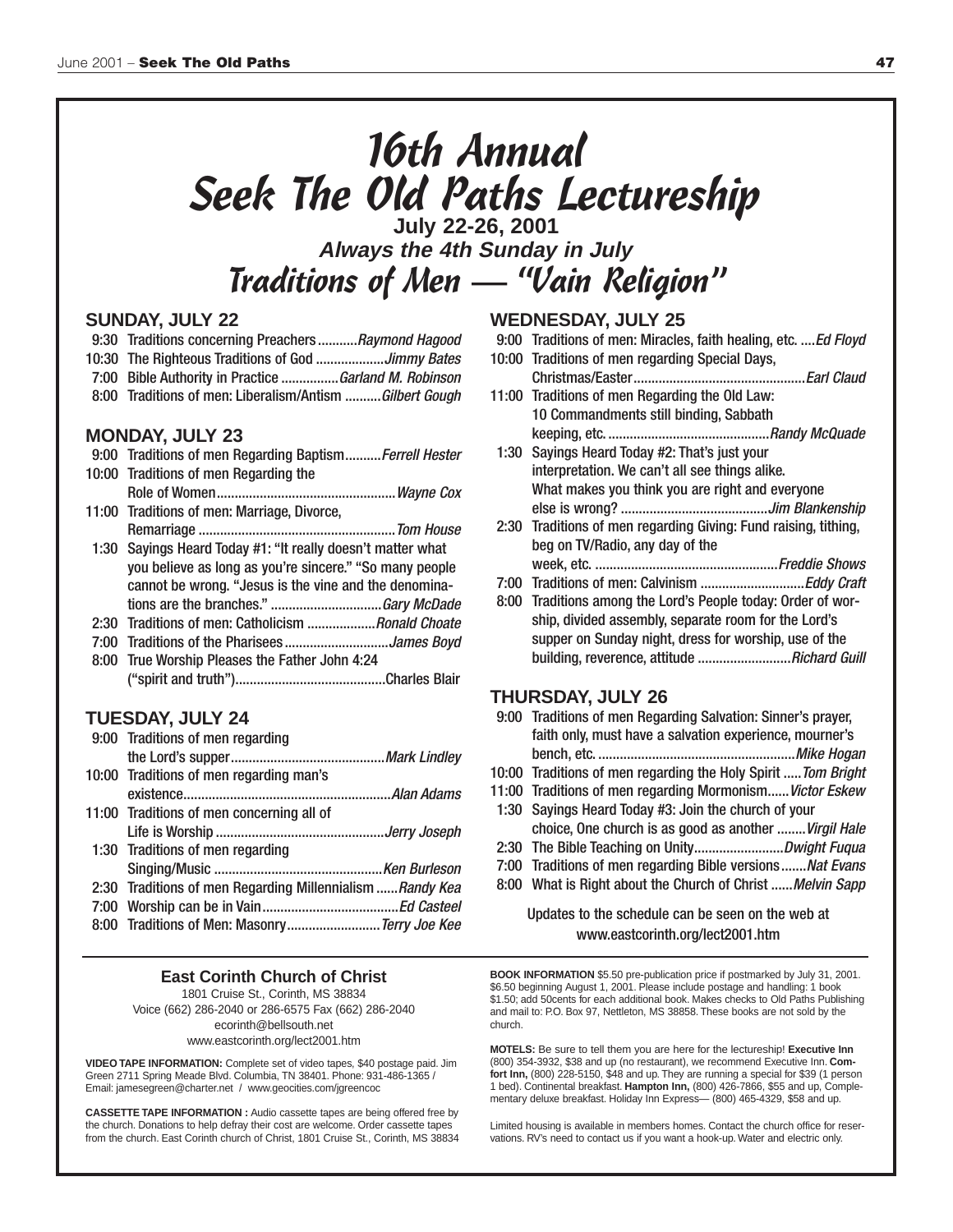# 16th Annual Seek The Old Paths Lectureship

**July 22-26, 2001**

***Always the 4th Sunday in July***

## *Traditions of Men — "Vain Religion"*

### SUNDAY, JULY 22

- 9:30 Traditions concerning Preachers ........... *Raymond Hagood*
- 10:30 The Righteous Traditions of God ................... *Jimmy Bates*
- 7:00 Bible Authority in Practice ................ *Garland M. Robinson*
- 8:00 Traditions of men: Liberalism/Antism .......... *Gilbert Gough*

### MONDAY, JULY 23

- 9:00 Traditions of men Regarding Baptism.......... *Ferrell Hester*
- 10:00 Traditions of men Regarding the Role of Women................................................. *Wayne Cox*
- 11:00 Traditions of men: Marriage, Divorce, Remarriage ...................................................... *Tom House*
- 1:30 Sayings Heard Today #1: "It really doesn't matter what you believe as long as you're sincere." "So many people cannot be wrong. "Jesus is the vine and the denominations are the branches." ............................... *Gary McDade*
- 2:30 Traditions of men: Catholicism ................... *Ronald Choate*
- 7:00 Traditions of the Pharisees............................. *James Boyd*
- 8:00 True Worship Pleases the Father John 4:24 ("spirit and truth")..........................................Charles Blair

### TUESDAY, JULY 24

- 9:00 Traditions of men regarding the Lord's supper.......................................... *Mark Lindley*
- 10:00 Traditions of men regarding man's existence......................................................... *Alan Adams*
- 11:00 Traditions of men concerning all of Life is Worship ............................................... *Jerry Joseph*
- 1:30 Traditions of men regarding Singing/Music .............................................. *Ken Burleson*
- 2:30 Traditions of men Regarding Millennialism ...... *Randy Kea*
- 7:00 Worship can be in Vain..................................... *Ed Casteel*
- 8:00 Traditions of Men: Masonry.......................... *Terry Joe Kee*

### WEDNESDAY, JULY 25

- 9:00 Traditions of men: Miracles, faith healing, etc. .... *Ed Floyd*
- 10:00 Traditions of men regarding Special Days, Christmas/Easter................................................ *Earl Claud*
- 11:00 Traditions of men Regarding the Old Law: 10 Commandments still binding, Sabbath keeping, etc. ............................................. *Randy McQuade*
- 1:30 Sayings Heard Today #2: That's just your interpretation. We can't all see things alike. What makes you think you are right and everyone else is wrong? ......................................... *Jim Blankenship*
- 2:30 Traditions of men regarding Giving: Fund raising, tithing, beg on TV/Radio, any day of the week, etc. .................................................. *Freddie Shows*
- 7:00 Traditions of men: Calvinism ............................. *Eddy Craft*
- 8:00 Traditions among the Lord's People today: Order of worship, divided assembly, separate room for the Lord's supper on Sunday night, dress for worship, use of the building, reverence, attitude .......................... *Richard Guill*

### THURSDAY, JULY 26

- 9:00 Traditions of men Regarding Salvation: Sinner's prayer, faith only, must have a salvation experience, mourner's bench, etc. ....................................................... *Mike Hogan*
- 10:00 Traditions of men regarding the Holy Spirit ..... *Tom Bright*
- 11:00 Traditions of men regarding Mormonism...... *Victor Eskew*
- 1:30 Sayings Heard Today #3: Join the church of your choice, One church is as good as another ........ *Virgil Hale*
- 2:30 The Bible Teaching on Unity......................... *Dwight Fuqua*
- 7:00 Traditions of men regarding Bible versions....... *Nat Evans*
- 8:00 What is Right about the Church of Christ ...... *Melvin Sapp*

Updates to the schedule can be seen on the web at www.eastcorinth.org/lect2001.htm

---

**East Corinth Church of Christ**
1801 Cruise St., Corinth, MS 38834
Voice (662) 286-2040 or 286-6575 Fax (662) 286-2040
ecorinth@bellsouth.net
www.eastcorinth.org/lect2001.htm

**VIDEO TAPE INFORMATION:** Complete set of video tapes, $40 postage paid. Jim Green 2711 Spring Meade Blvd. Columbia, TN 38401. Phone: 931-486-1365 / Email: jamesegreen@charter.net / www.geocities.com/jgreencoc

**CASSETTE TAPE INFORMATION :** Audio cassette tapes are being offered free by the church. Donations to help defray their cost are welcome. Order cassette tapes from the church. East Corinth church of Christ, 1801 Cruise St., Corinth, MS 38834

**BOOK INFORMATION** $5.50 pre-publication price if postmarked by July 31, 2001. $6.50 beginning August 1, 2001. Please include postage and handling: 1 book $1.50; add 50cents for each additional book. Makes checks to Old Paths Publishing and mail to: P.O. Box 97, Nettleton, MS 38858. These books are not sold by the church.

**MOTELS:** Be sure to tell them you are here for the lectureship! **Executive Inn** (800) 354-3932, $38 and up (no restaurant), we recommend Executive Inn. **Comfort Inn,** (800) 228-5150, $48 and up. They are running a special for $39 (1 person 1 bed). Continental breakfast. **Hampton Inn,** (800) 426-7866, $55 and up, Complementary deluxe breakfast. Holiday Inn Express— (800) 465-4329, $58 and up.

Limited housing is available in members homes. Contact the church office for reservations. RV's need to contact us if you want a hook-up. Water and electric only.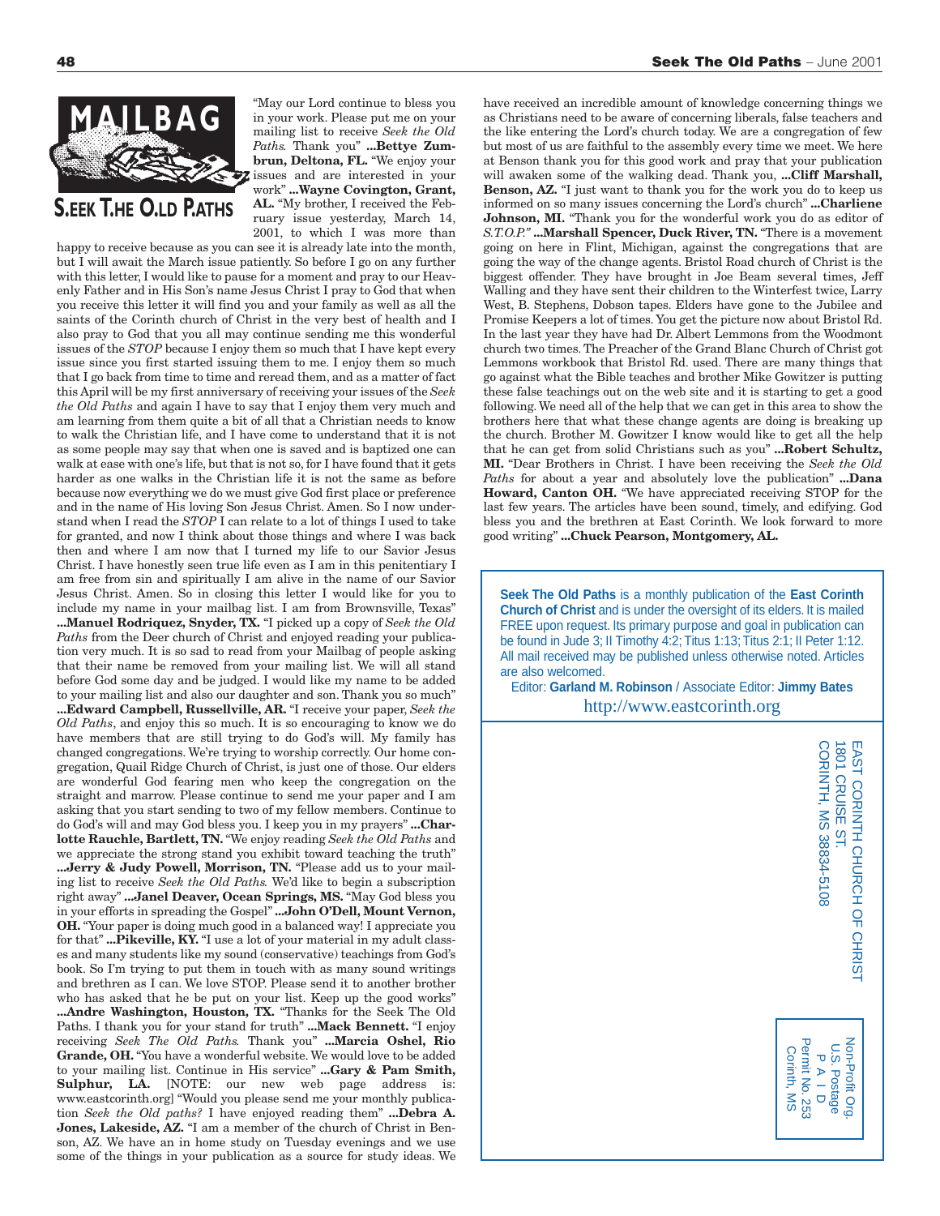# MAILBAG

**S.EEK T.HE O.LD P.ATHS**

"May our Lord continue to bless you in your work. Please put me on your mailing list to receive *Seek the Old Paths.* Thank you" **...Bettye Zumbrun, Deltona, FL.** "We enjoy your issues and are interested in your work" **...Wayne Covington, Grant, AL.** "My brother, I received the February issue yesterday, March 14, 2001, to which I was more than happy to receive because as you can see it is already late into the month, but I will await the March issue patiently. So before I go on any further with this letter, I would like to pause for a moment and pray to our Heavenly Father and in His Son's name Jesus Christ I pray to God that when you receive this letter it will find you and your family as well as all the saints of the Corinth church of Christ in the very best of health and I also pray to God that you all may continue sending me this wonderful issues of the *STOP* because I enjoy them so much that I have kept every issue since you first started issuing them to me. I enjoy them so much that I go back from time to time and reread them, and as a matter of fact this April will be my first anniversary of receiving your issues of the *Seek the Old Paths* and again I have to say that I enjoy them very much and am learning from them quite a bit of all that a Christian needs to know to walk the Christian life, and I have come to understand that it is not as some people may say that when one is saved and is baptized one can walk at ease with one's life, but that is not so, for I have found that it gets harder as one walks in the Christian life it is not the same as before because now everything we do we must give God first place or preference and in the name of His loving Son Jesus Christ. Amen. So I now understand when I read the *STOP* I can relate to a lot of things I used to take for granted, and now I think about those things and where I was back then and where I am now that I turned my life to our Savior Jesus Christ. I have honestly seen true life even as I am in this penitentiary I am free from sin and spiritually I am alive in the name of our Savior Jesus Christ. Amen. So in closing this letter I would like for you to include my name in your mailbag list. I am from Brownsville, Texas" **...Manuel Rodriquez, Snyder, TX.** "I picked up a copy of *Seek the Old Paths* from the Deer church of Christ and enjoyed reading your publication very much. It is so sad to read from your Mailbag of people asking that their name be removed from your mailing list. We will all stand before God some day and be judged. I would like my name to be added to your mailing list and also our daughter and son. Thank you so much" **...Edward Campbell, Russellville, AR.** "I receive your paper, *Seek the Old Paths*, and enjoy this so much. It is so encouraging to know we do have members that are still trying to do God's will. My family has changed congregations. We're trying to worship correctly. Our home congregation, Quail Ridge Church of Christ, is just one of those. Our elders are wonderful God fearing men who keep the congregation on the straight and marrow. Please continue to send me your paper and I am asking that you start sending to two of my fellow members. Continue to do God's will and may God bless you. I keep you in my prayers" **...Charlotte Rauchle, Bartlett, TN.** "We enjoy reading *Seek the Old Paths* and we appreciate the strong stand you exhibit toward teaching the truth" **...Jerry & Judy Powell, Morrison, TN.** "Please add us to your mailing list to receive *Seek the Old Paths.* We'd like to begin a subscription right away" **...Janel Deaver, Ocean Springs, MS.** "May God bless you in your efforts in spreading the Gospel" **...John O'Dell, Mount Vernon, OH.** "Your paper is doing much good in a balanced way! I appreciate you for that" **...Pikeville, KY.** "I use a lot of your material in my adult classes and many students like my sound (conservative) teachings from God's book. So I'm trying to put them in touch with as many sound writings and brethren as I can. We love STOP. Please send it to another brother who has asked that he be put on your list. Keep up the good works" **...Andre Washington, Houston, TX.** "Thanks for the Seek The Old Paths. I thank you for your stand for truth" **...Mack Bennett.** "I enjoy receiving *Seek The Old Paths.* Thank you" **...Marcia Oshel, Rio Grande, OH.** "You have a wonderful website. We would love to be added to your mailing list. Continue in His service" **...Gary & Pam Smith, Sulphur, LA.** [NOTE: our new web page address is: www.eastcorinth.org] "Would you please send me your monthly publication *Seek the Old paths?* I have enjoyed reading them" **...Debra A. Jones, Lakeside, AZ.** "I am a member of the church of Christ in Benson, AZ. We have an in home study on Tuesday evenings and we use some of the things in your publication as a source for study ideas. We have received an incredible amount of knowledge concerning things we as Christians need to be aware of concerning liberals, false teachers and the like entering the Lord's church today. We are a congregation of few but most of us are faithful to the assembly every time we meet. We here at Benson thank you for this good work and pray that your publication will awaken some of the walking dead. Thank you, **...Cliff Marshall, Benson, AZ.** "I just want to thank you for the work you do to keep us informed on so many issues concerning the Lord's church" **...Charliene Johnson, MI.** "Thank you for the wonderful work you do as editor of *S.T.O.P.*" **...Marshall Spencer, Duck River, TN.** "There is a movement going on here in Flint, Michigan, against the congregations that are going the way of the change agents. Bristol Road church of Christ is the biggest offender. They have brought in Joe Beam several times, Jeff Walling and they have sent their children to the Winterfest twice, Larry West, B. Stephens, Dobson tapes. Elders have gone to the Jubilee and Promise Keepers a lot of times. You get the picture now about Bristol Rd. In the last year they have had Dr. Albert Lemmons from the Woodmont church two times. The Preacher of the Grand Blanc Church of Christ got Lemmons workbook that Bristol Rd. used. There are many things that go against what the Bible teaches and brother Mike Gowitzer is putting these false teachings out on the web site and it is starting to get a good following. We need all of the help that we can get in this area to show the brothers here that what these change agents are doing is breaking up the church. Brother M. Gowitzer I know would like to get all the help that he can get from solid Christians such as you" **...Robert Schultz, MI.** "Dear Brothers in Christ. I have been receiving the *Seek the Old Paths* for about a year and absolutely love the publication" **...Dana Howard, Canton OH.** "We have appreciated receiving STOP for the last few years. The articles have been sound, timely, and edifying. God bless you and the brethren at East Corinth. We look forward to more good writing" **...Chuck Pearson, Montgomery, AL.**

---

**Seek The Old Paths** is a monthly publication of the **East Corinth Church of Christ** and is under the oversight of its elders. It is mailed FREE upon request. Its primary purpose and goal in publication can be found in Jude 3; II Timothy 4:2; Titus 1:13; Titus 2:1; II Peter 1:12. All mail received may be published unless otherwise noted. Articles are also welcomed.

Editor: **Garland M. Robinson** / Associate Editor: **Jimmy Bates**

http://www.eastcorinth.org

EAST CORINTH CHURCH OF CHRIST
1801 CRUISE ST.
CORINTH, MS 38834-5108

Non-Profit Org.
U.S. Postage
P A I D
Permit No. 253
Corinth, MS